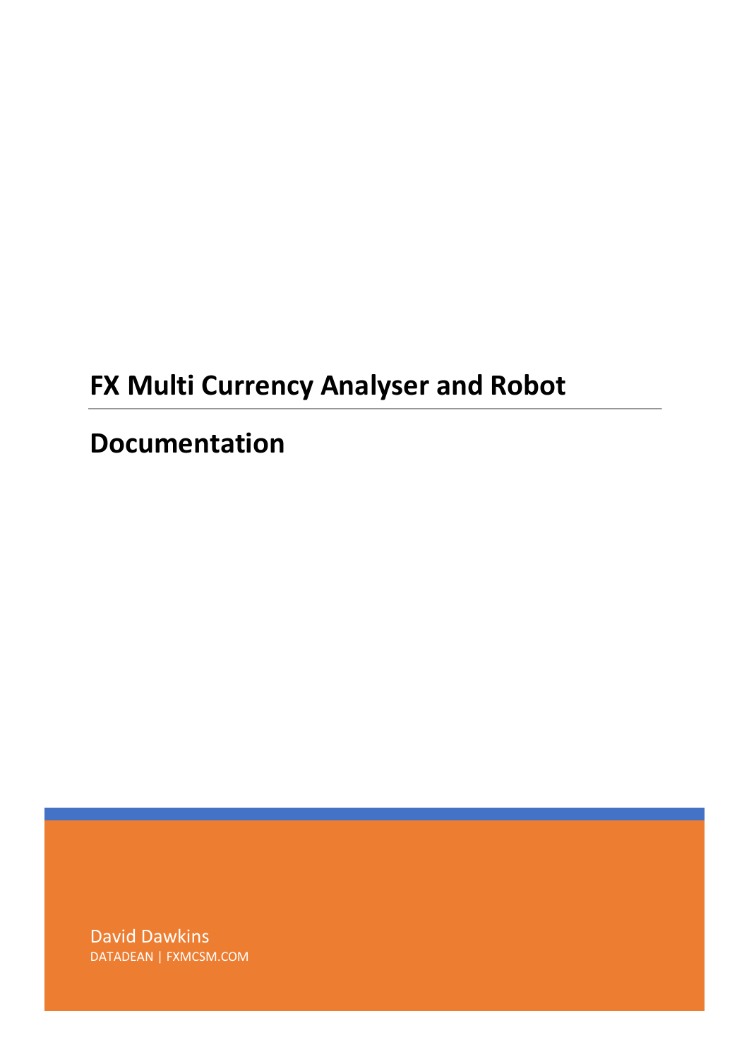# FX Multi Currency Analyser and Robot

## Documentation

David Dawkins

DATADEAN | FXMCSM.COM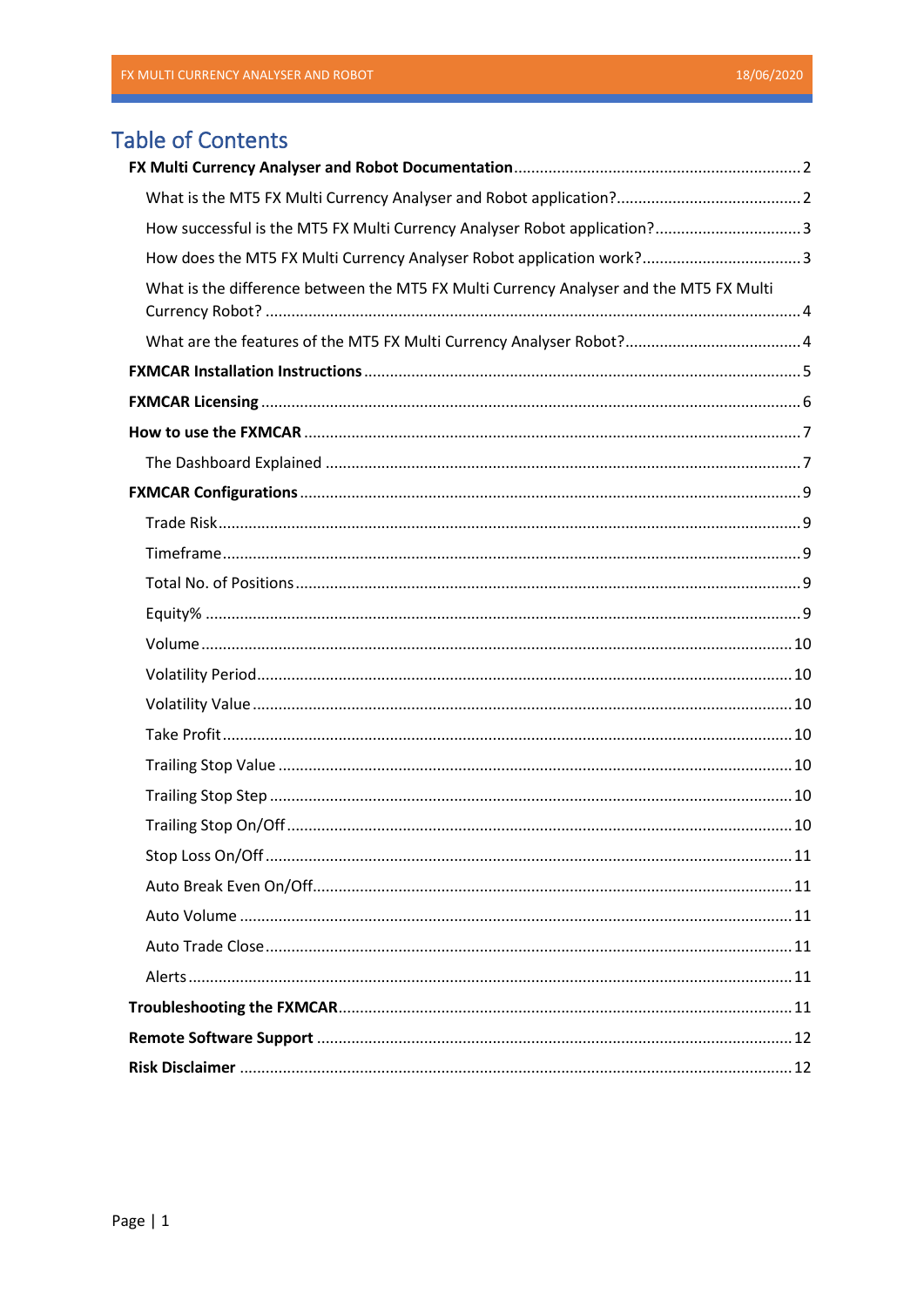# Table of Contents

**FX Multi Currency Analyser and Robot Documentation** .......... 2

- What is the MT5 FX Multi Currency Analyser and Robot application? .......... 2
- How successful is the MT5 FX Multi Currency Analyser Robot application? .......... 3
- How does the MT5 FX Multi Currency Analyser Robot application work? .......... 3
- What is the difference between the MT5 FX Multi Currency Analyser and the MT5 FX Multi Currency Robot? .......... 4
- What are the features of the MT5 FX Multi Currency Analyser Robot? .......... 4

**FXMCAR Installation Instructions** .......... 5

**FXMCAR Licensing** .......... 6

**How to use the FXMCAR** .......... 7

- The Dashboard Explained .......... 7

**FXMCAR Configurations** .......... 9

- Trade Risk .......... 9
- Timeframe .......... 9
- Total No. of Positions .......... 9
- Equity% .......... 9
- Volume .......... 10
- Volatility Period .......... 10
- Volatility Value .......... 10
- Take Profit .......... 10
- Trailing Stop Value .......... 10
- Trailing Stop Step .......... 10
- Trailing Stop On/Off .......... 10
- Stop Loss On/Off .......... 11
- Auto Break Even On/Off .......... 11
- Auto Volume .......... 11
- Auto Trade Close .......... 11
- Alerts .......... 11

**Troubleshooting the FXMCAR** .......... 11

**Remote Software Support** .......... 12

**Risk Disclaimer** .......... 12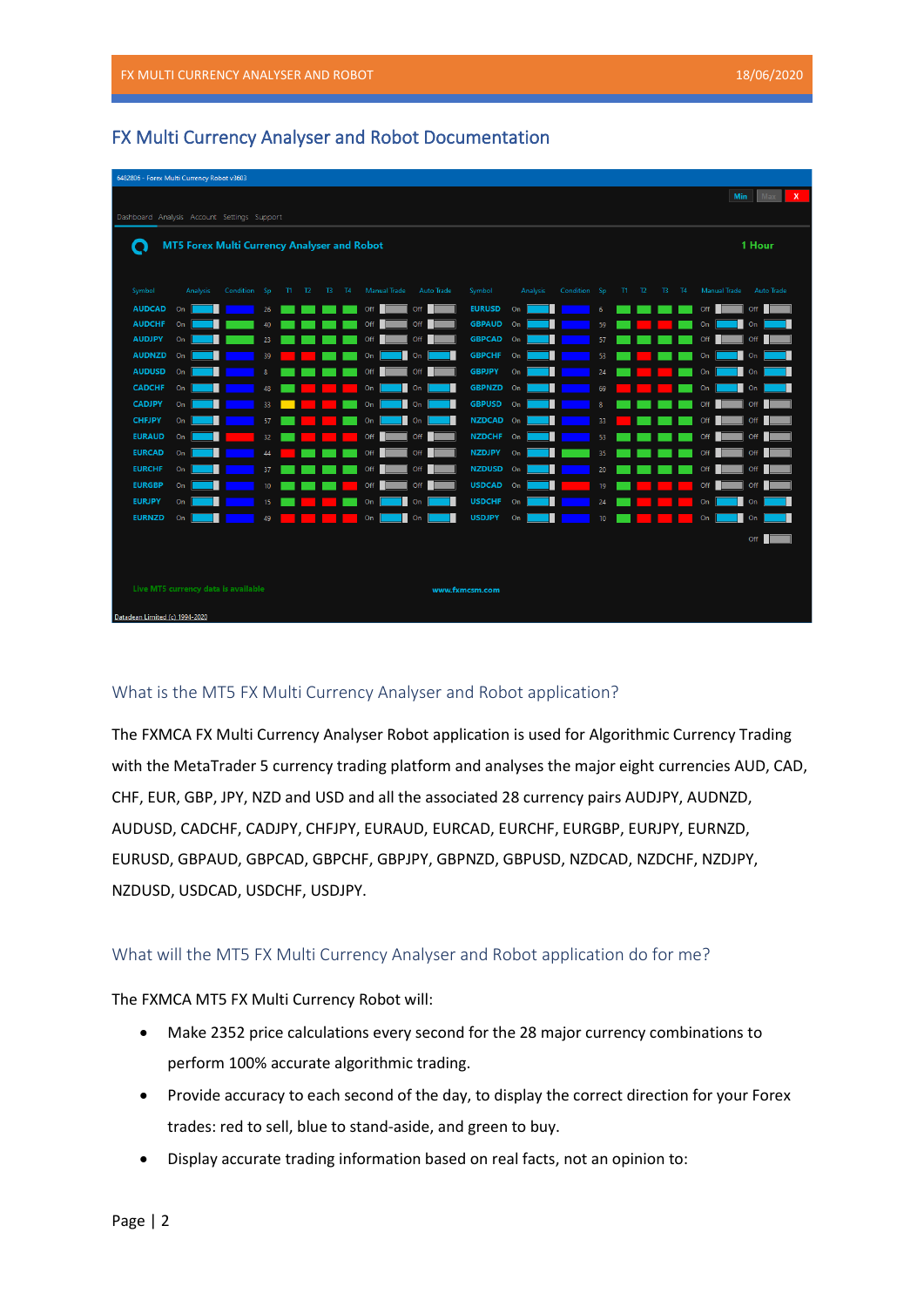# FX Multi Currency Analyser and Robot Documentation

## What is the MT5 FX Multi Currency Analyser and Robot application?

The FXMCA FX Multi Currency Analyser Robot application is used for Algorithmic Currency Trading with the MetaTrader 5 currency trading platform and analyses the major eight currencies AUD, CAD, CHF, EUR, GBP, JPY, NZD and USD and all the associated 28 currency pairs AUDJPY, AUDNZD, AUDUSD, CADCHF, CADJPY, CHFJPY, EURAUD, EURCAD, EURCHF, EURGBP, EURJPY, EURNZD, EURUSD, GBPAUD, GBPCAD, GBPCHF, GBPJPY, GBPNZD, GBPUSD, NZDCAD, NZDCHF, NZDJPY, NZDUSD, USDCAD, USDCHF, USDJPY.

## What will the MT5 FX Multi Currency Analyser and Robot application do for me?

The FXMCA MT5 FX Multi Currency Robot will:

- Make 2352 price calculations every second for the 28 major currency combinations to perform 100% accurate algorithmic trading.
- Provide accuracy to each second of the day, to display the correct direction for your Forex trades: red to sell, blue to stand-aside, and green to buy.
- Display accurate trading information based on real facts, not an opinion to: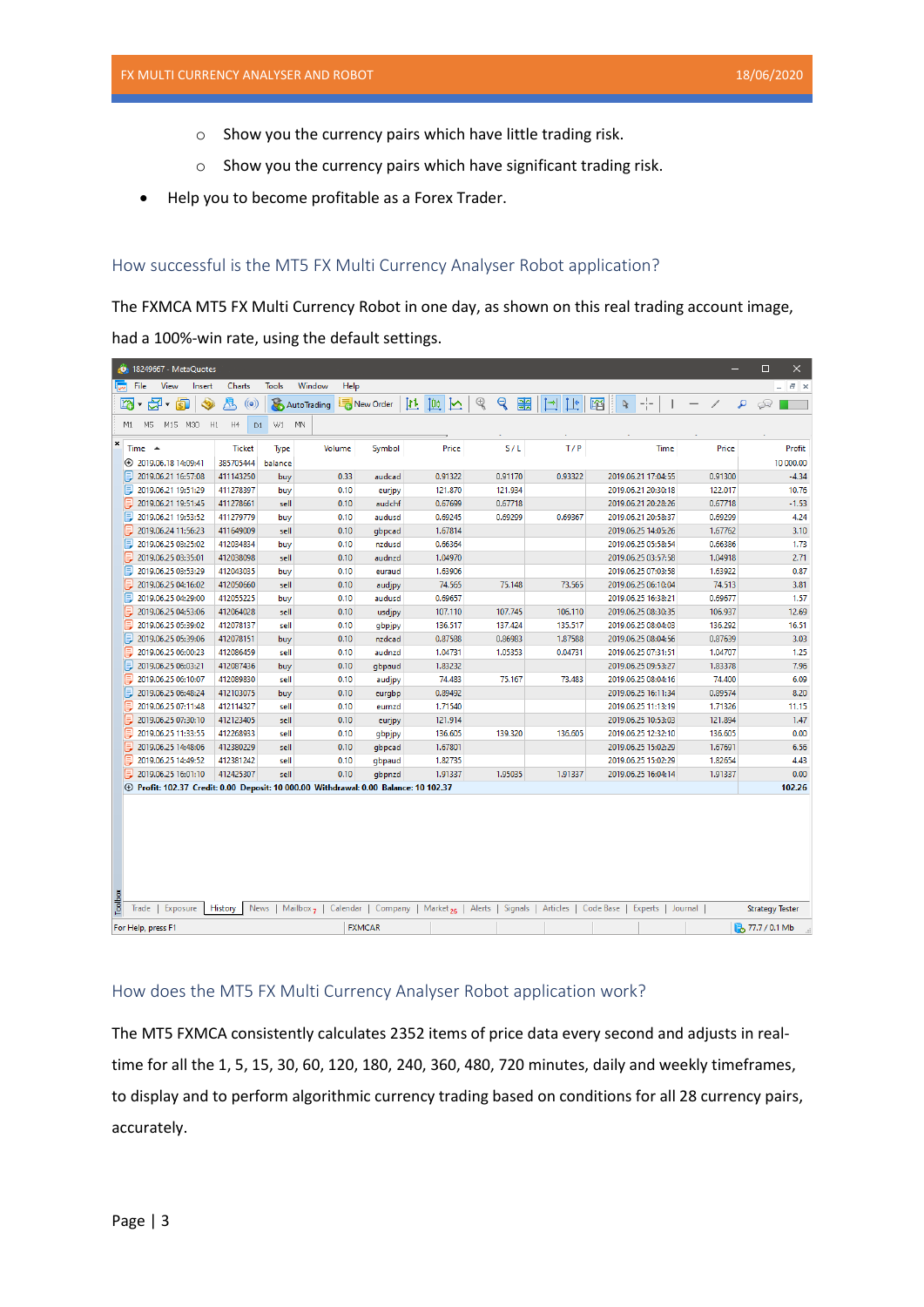- Show you the currency pairs which have little trading risk.
- Show you the currency pairs which have significant trading risk.

- Help you to become profitable as a Forex Trader.

## How successful is the MT5 FX Multi Currency Analyser Robot application?

The FXMCA MT5 FX Multi Currency Robot in one day, as shown on this real trading account image, had a 100%-win rate, using the default settings.

| Time | Ticket | Type | Volume | Symbol | Price | S / L | T / P | Time | Price | Profit |
|---|---|---|---|---|---|---|---|---|---|---|
| 2019.06.18 14:09:41 | 385705444 | balance | | | | | | | | 10 000.00 |
| 2019.06.21 16:57:08 | 411143250 | buy | 0.33 | audcad | 0.91322 | 0.91170 | 0.93322 | 2019.06.21 17:04:55 | 0.91300 | -4.34 |
| 2019.06.21 19:51:29 | 411278397 | buy | 0.10 | eurjpy | 121.870 | 121.934 | | 2019.06.21 20:30:18 | 122.017 | 10.76 |
| 2019.06.21 19:51:45 | 411278661 | sell | 0.10 | audchf | 0.67699 | 0.67718 | | 2019.06.21 20:28:26 | 0.67718 | -1.53 |
| 2019.06.21 19:53:52 | 411279779 | buy | 0.10 | audusd | 0.69245 | 0.69299 | 0.69367 | 2019.06.21 20:58:37 | 0.69299 | 4.24 |
| 2019.06.24 11:56:23 | 411649009 | sell | 0.10 | gbpcad | 1.67814 | | | 2019.06.25 14:05:26 | 1.67762 | 3.10 |
| 2019.06.25 03:25:02 | 412034834 | buy | 0.10 | nzdusd | 0.66364 | | | 2019.06.25 05:58:54 | 0.66386 | 1.73 |
| 2019.06.25 03:35:01 | 412038098 | sell | 0.10 | audnzd | 1.04970 | | | 2019.06.25 03:57:58 | 1.04918 | 2.71 |
| 2019.06.25 03:53:29 | 412043035 | buy | 0.10 | euraud | 1.63906 | | | 2019.06.25 07:03:58 | 1.63922 | 0.87 |
| 2019.06.25 04:16:02 | 412050660 | sell | 0.10 | audjpy | 74.565 | 75.148 | 73.565 | 2019.06.25 06:10:04 | 74.513 | 3.81 |
| 2019.06.25 04:29:00 | 412055225 | buy | 0.10 | audusd | 0.69657 | | | 2019.06.25 16:38:21 | 0.69677 | 1.57 |
| 2019.06.25 04:53:06 | 412064028 | sell | 0.10 | usdjpy | 107.110 | 107.745 | 106.110 | 2019.06.25 08:30:35 | 106.937 | 12.69 |
| 2019.06.25 05:39:02 | 412078137 | sell | 0.10 | gbpjpy | 136.517 | 137.424 | 135.517 | 2019.06.25 08:04:03 | 136.292 | 16.51 |
| 2019.06.25 05:39:06 | 412078151 | buy | 0.10 | nzdcad | 0.87588 | 0.86983 | 1.87588 | 2019.06.25 08:04:56 | 0.87639 | 3.03 |
| 2019.06.25 06:00:23 | 412086459 | sell | 0.10 | audnzd | 1.04731 | 1.05353 | 0.04731 | 2019.06.25 07:31:51 | 1.04707 | 1.25 |
| 2019.06.25 06:03:21 | 412087436 | buy | 0.10 | gbpaud | 1.83232 | | | 2019.06.25 09:53:27 | 1.83378 | 7.96 |
| 2019.06.25 06:10:07 | 412089830 | sell | 0.10 | audjpy | 74.483 | 75.167 | 73.483 | 2019.06.25 08:04:16 | 74.400 | 6.09 |
| 2019.06.25 06:48:24 | 412103075 | buy | 0.10 | eurgbp | 0.89492 | | | 2019.06.25 16:11:34 | 0.89574 | 8.20 |
| 2019.06.25 07:11:48 | 412114327 | sell | 0.10 | eurnzd | 1.71540 | | | 2019.06.25 11:13:19 | 1.71326 | 11.15 |
| 2019.06.25 07:30:10 | 412123405 | sell | 0.10 | eurjpy | 121.914 | | | 2019.06.25 10:53:03 | 121.884 | 1.47 |
| 2019.06.25 11:33:55 | 412268933 | sell | 0.10 | gbpjpy | 136.605 | 139.320 | 136.605 | 2019.06.25 12:32:10 | 136.605 | 0.00 |
| 2019.06.25 14:48:06 | 412380229 | sell | 0.10 | gbpcad | 1.67801 | | | 2019.06.25 15:02:29 | 1.67691 | 6.56 |
| 2019.06.25 14:49:52 | 412381242 | sell | 0.10 | gbpaud | 1.82735 | | | 2019.06.25 15:02:29 | 1.82654 | 4.43 |
| 2019.06.25 16:01:10 | 412425307 | sell | 0.10 | gbpnzd | 1.91337 | 1.95035 | 1.91337 | 2019.06.25 16:04:14 | 1.91337 | 0.00 |
| Profit: 102.37 Credit: 0.00 Deposit: 10 000.00 Withdrawal: 0.00 Balance: 10 102.37 | | | | | | | | | | 102.26 |

## How does the MT5 FX Multi Currency Analyser Robot application work?

The MT5 FXMCA consistently calculates 2352 items of price data every second and adjusts in real-time for all the 1, 5, 15, 30, 60, 120, 180, 240, 360, 480, 720 minutes, daily and weekly timeframes, to display and to perform algorithmic currency trading based on conditions for all 28 currency pairs, accurately.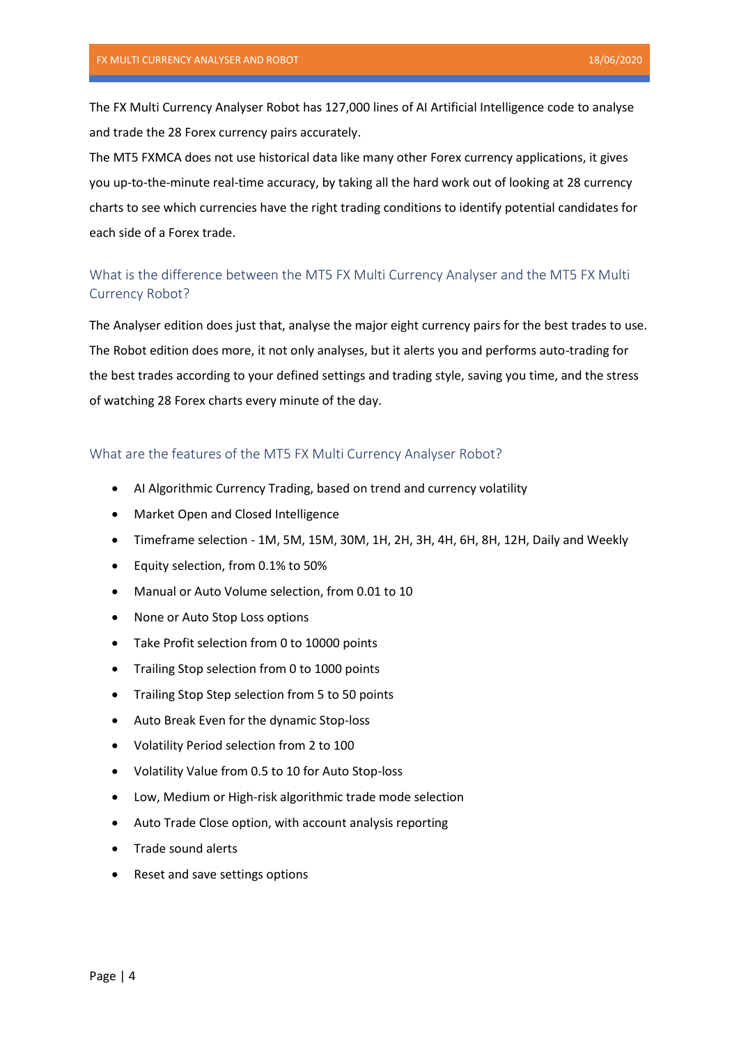The FX Multi Currency Analyser Robot has 127,000 lines of AI Artificial Intelligence code to analyse and trade the 28 Forex currency pairs accurately.
The MT5 FXMCA does not use historical data like many other Forex currency applications, it gives you up-to-the-minute real-time accuracy, by taking all the hard work out of looking at 28 currency charts to see which currencies have the right trading conditions to identify potential candidates for each side of a Forex trade.

## What is the difference between the MT5 FX Multi Currency Analyser and the MT5 FX Multi Currency Robot?

The Analyser edition does just that, analyse the major eight currency pairs for the best trades to use. The Robot edition does more, it not only analyses, but it alerts you and performs auto-trading for the best trades according to your defined settings and trading style, saving you time, and the stress of watching 28 Forex charts every minute of the day.

## What are the features of the MT5 FX Multi Currency Analyser Robot?

- AI Algorithmic Currency Trading, based on trend and currency volatility
- Market Open and Closed Intelligence
- Timeframe selection - 1M, 5M, 15M, 30M, 1H, 2H, 3H, 4H, 6H, 8H, 12H, Daily and Weekly
- Equity selection, from 0.1% to 50%
- Manual or Auto Volume selection, from 0.01 to 10
- None or Auto Stop Loss options
- Take Profit selection from 0 to 10000 points
- Trailing Stop selection from 0 to 1000 points
- Trailing Stop Step selection from 5 to 50 points
- Auto Break Even for the dynamic Stop-loss
- Volatility Period selection from 2 to 100
- Volatility Value from 0.5 to 10 for Auto Stop-loss
- Low, Medium or High-risk algorithmic trade mode selection
- Auto Trade Close option, with account analysis reporting
- Trade sound alerts
- Reset and save settings options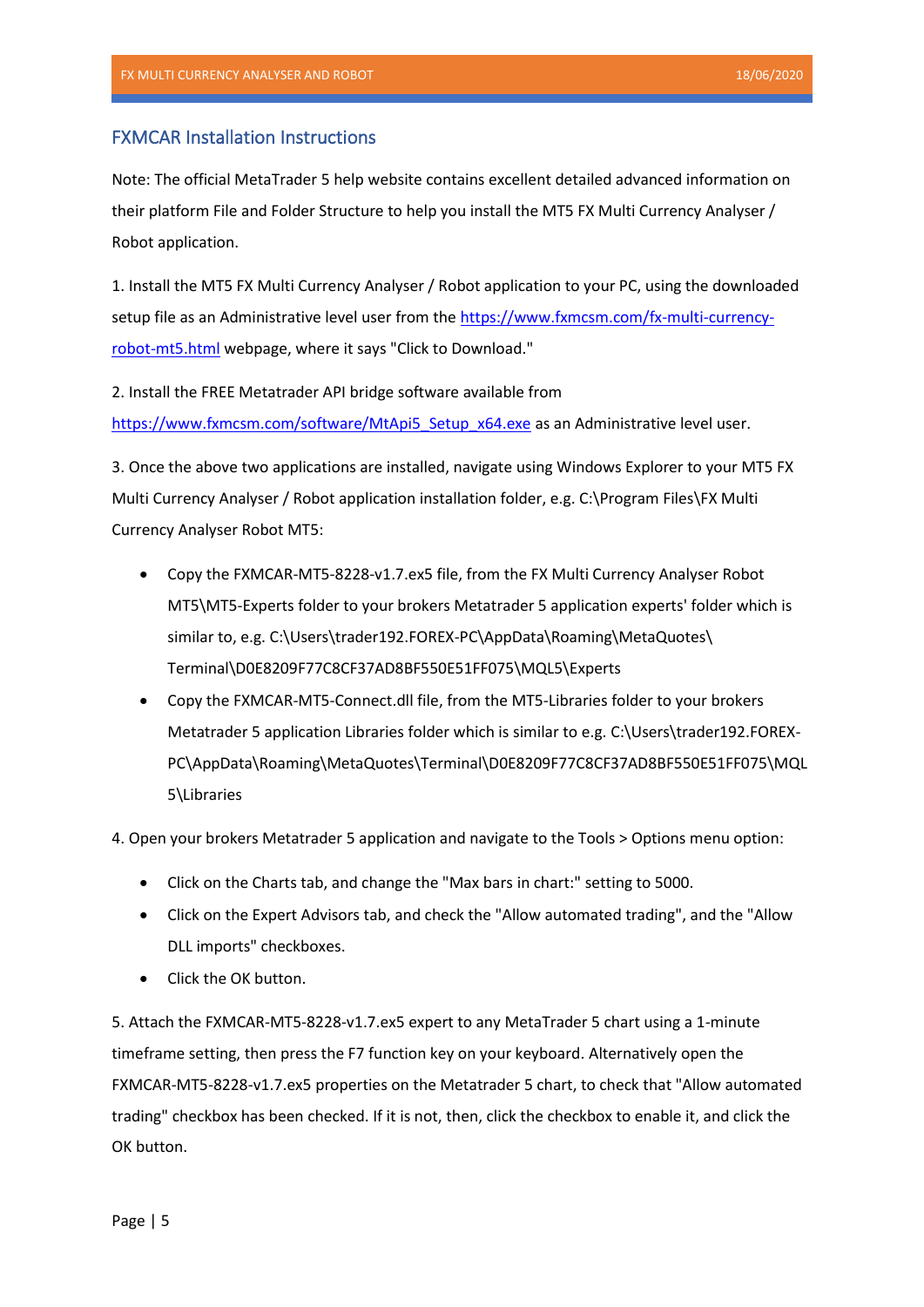## FXMCAR Installation Instructions

Note: The official MetaTrader 5 help website contains excellent detailed advanced information on their platform File and Folder Structure to help you install the MT5 FX Multi Currency Analyser / Robot application.

1. Install the MT5 FX Multi Currency Analyser / Robot application to your PC, using the downloaded setup file as an Administrative level user from the [https://www.fxmcsm.com/fx-multi-currency-robot-mt5.html](https://www.fxmcsm.com/fx-multi-currency-robot-mt5.html) webpage, where it says "Click to Download."

2. Install the FREE Metatrader API bridge software available from [https://www.fxmcsm.com/software/MtApi5_Setup_x64.exe](https://www.fxmcsm.com/software/MtApi5_Setup_x64.exe) as an Administrative level user.

3. Once the above two applications are installed, navigate using Windows Explorer to your MT5 FX Multi Currency Analyser / Robot application installation folder, e.g. C:\Program Files\FX Multi Currency Analyser Robot MT5:

- Copy the FXMCAR-MT5-8228-v1.7.ex5 file, from the FX Multi Currency Analyser Robot MT5\MT5-Experts folder to your brokers Metatrader 5 application experts' folder which is similar to, e.g. C:\Users\trader192.FOREX-PC\AppData\Roaming\MetaQuotes\Terminal\D0E8209F77C8CF37AD8BF550E51FF075\MQL5\Experts
- Copy the FXMCAR-MT5-Connect.dll file, from the MT5-Libraries folder to your brokers Metatrader 5 application Libraries folder which is similar to e.g. C:\Users\trader192.FOREX-PC\AppData\Roaming\MetaQuotes\Terminal\D0E8209F77C8CF37AD8BF550E51FF075\MQL5\Libraries

4. Open your brokers Metatrader 5 application and navigate to the Tools > Options menu option:

- Click on the Charts tab, and change the "Max bars in chart:" setting to 5000.
- Click on the Expert Advisors tab, and check the "Allow automated trading", and the "Allow DLL imports" checkboxes.
- Click the OK button.

5. Attach the FXMCAR-MT5-8228-v1.7.ex5 expert to any MetaTrader 5 chart using a 1-minute timeframe setting, then press the F7 function key on your keyboard. Alternatively open the FXMCAR-MT5-8228-v1.7.ex5 properties on the Metatrader 5 chart, to check that "Allow automated trading" checkbox has been checked. If it is not, then, click the checkbox to enable it, and click the OK button.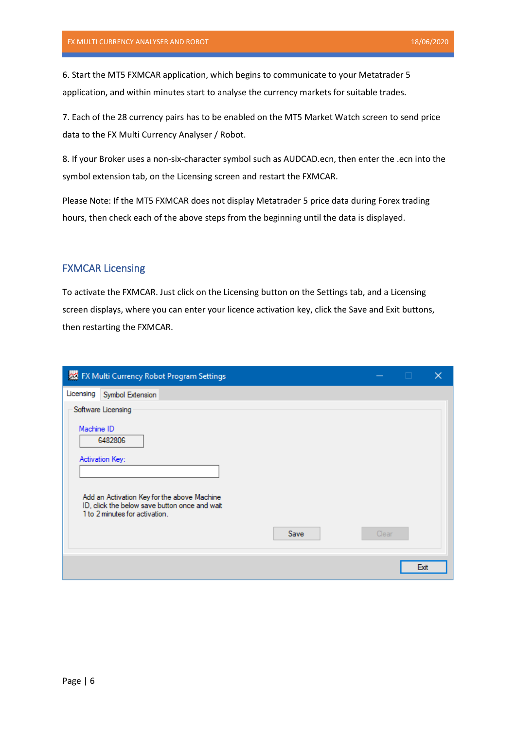6. Start the MT5 FXMCAR application, which begins to communicate to your Metatrader 5 application, and within minutes start to analyse the currency markets for suitable trades.

7. Each of the 28 currency pairs has to be enabled on the MT5 Market Watch screen to send price data to the FX Multi Currency Analyser / Robot.

8. If your Broker uses a non-six-character symbol such as AUDCAD.ecn, then enter the .ecn into the symbol extension tab, on the Licensing screen and restart the FXMCAR.

Please Note: If the MT5 FXMCAR does not display Metatrader 5 price data during Forex trading hours, then check each of the above steps from the beginning until the data is displayed.

## FXMCAR Licensing

To activate the FXMCAR. Just click on the Licensing button on the Settings tab, and a Licensing screen displays, where you can enter your licence activation key, click the Save and Exit buttons, then restarting the FXMCAR.

FX Multi Currency Robot Program Settings

Licensing | Symbol Extension

Software Licensing

Machine ID

6482806

Activation Key:

Add an Activation Key for the above Machine ID, click the below save button once and wait 1 to 2 minutes for activation.

Save | Clear

Exit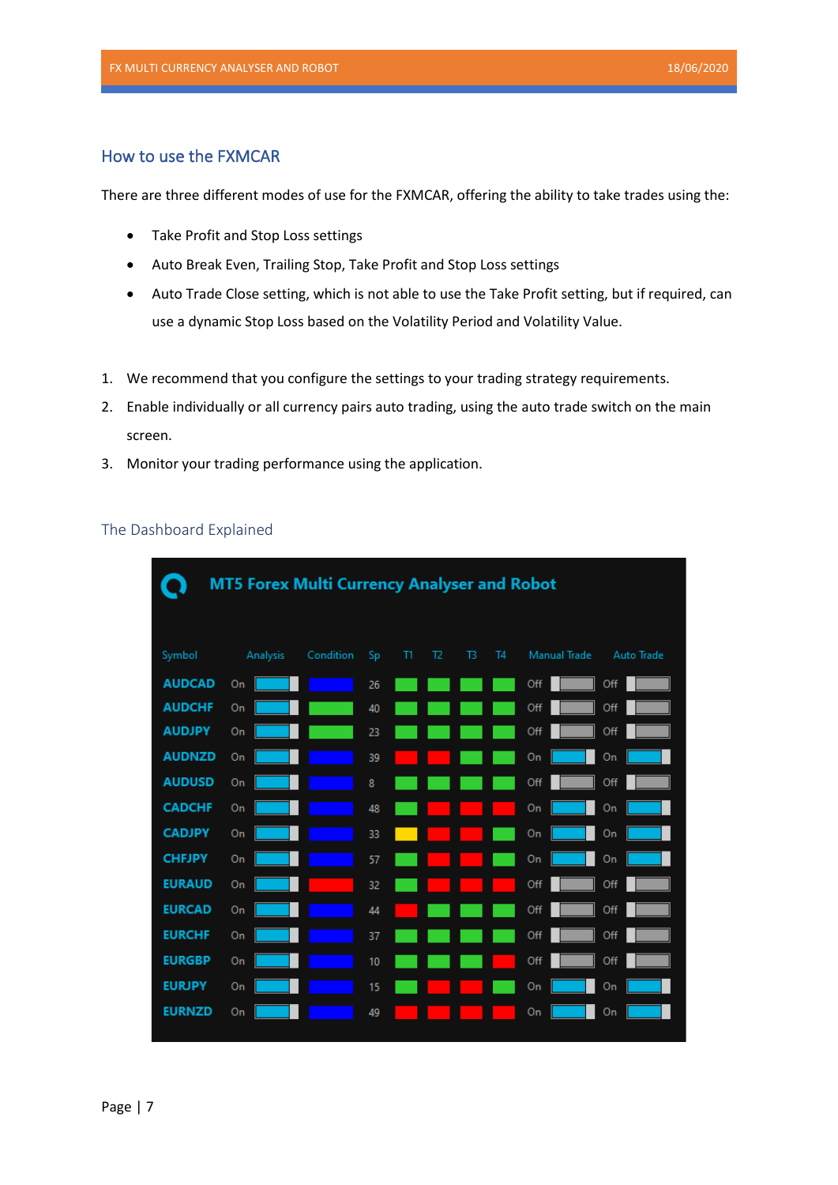## How to use the FXMCAR

There are three different modes of use for the FXMCAR, offering the ability to take trades using the:

- Take Profit and Stop Loss settings
- Auto Break Even, Trailing Stop, Take Profit and Stop Loss settings
- Auto Trade Close setting, which is not able to use the Take Profit setting, but if required, can use a dynamic Stop Loss based on the Volatility Period and Volatility Value.

1. We recommend that you configure the settings to your trading strategy requirements.
2. Enable individually or all currency pairs auto trading, using the auto trade switch on the main screen.
3. Monitor your trading performance using the application.

### The Dashboard Explained

**MT5 Forex Multi Currency Analyser and Robot**

| Symbol | Analysis | Condition | Sp | T1 | T2 | T3 | T4 | Manual Trade | Auto Trade |
|---|---|---|---|---|---|---|---|---|---|
| AUDCAD | On | | 26 | | | | | Off | Off |
| AUDCHF | On | | 40 | | | | | Off | Off |
| AUDJPY | On | | 23 | | | | | Off | Off |
| AUDNZD | On | | 39 | | | | | On | On |
| AUDUSD | On | | 8 | | | | | Off | Off |
| CADCHF | On | | 48 | | | | | On | On |
| CADJPY | On | | 33 | | | | | On | On |
| CHFJPY | On | | 57 | | | | | On | On |
| EURAUD | On | | 32 | | | | | Off | Off |
| EURCAD | On | | 44 | | | | | Off | Off |
| EURCHF | On | | 37 | | | | | Off | Off |
| EURGBP | On | | 10 | | | | | Off | Off |
| EURJPY | On | | 15 | | | | | On | On |
| EURNZD | On | | 49 | | | | | On | On |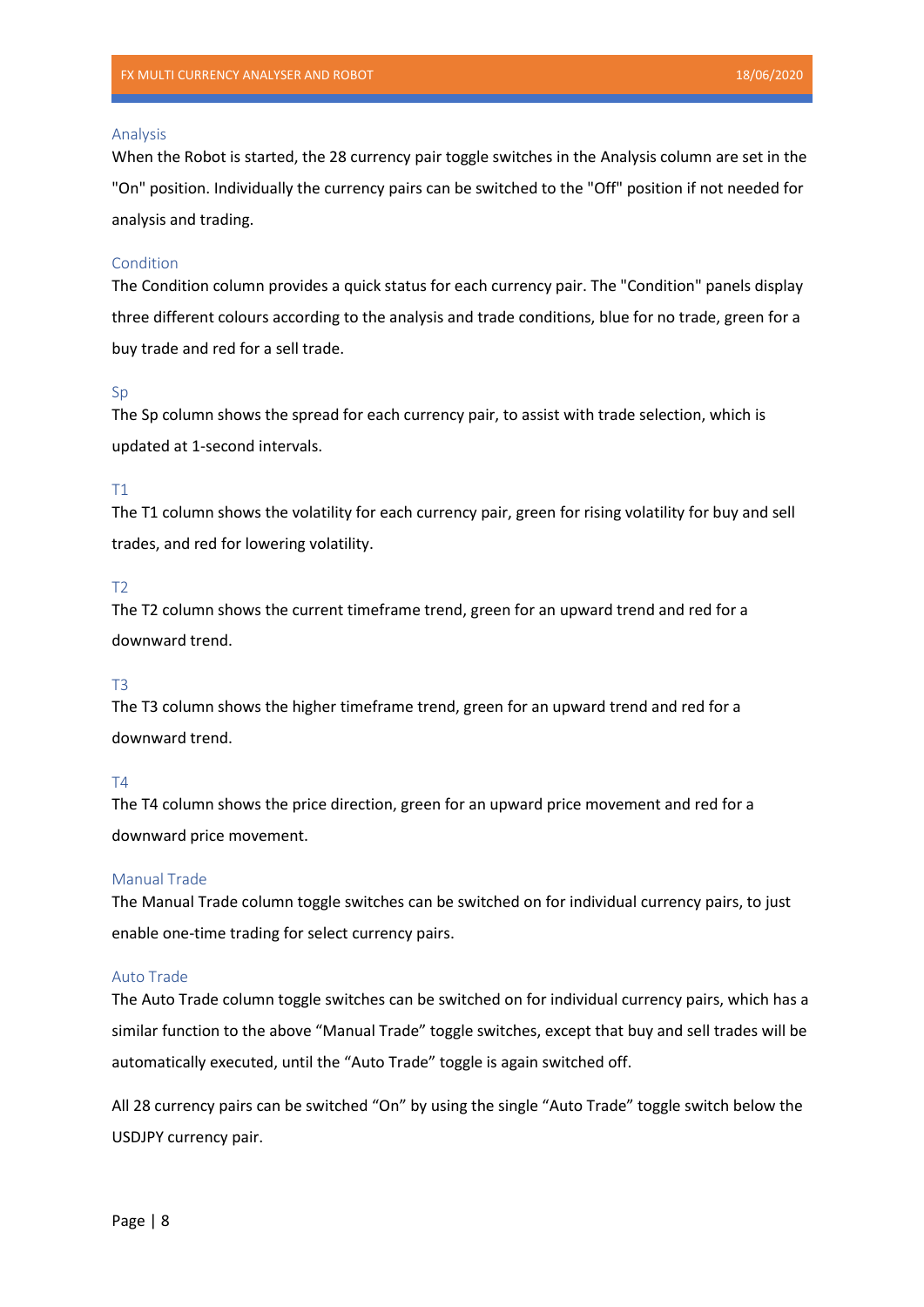## Analysis

When the Robot is started, the 28 currency pair toggle switches in the Analysis column are set in the "On" position. Individually the currency pairs can be switched to the "Off" position if not needed for analysis and trading.

## Condition

The Condition column provides a quick status for each currency pair. The "Condition" panels display three different colours according to the analysis and trade conditions, blue for no trade, green for a buy trade and red for a sell trade.

## Sp

The Sp column shows the spread for each currency pair, to assist with trade selection, which is updated at 1-second intervals.

## T1

The T1 column shows the volatility for each currency pair, green for rising volatility for buy and sell trades, and red for lowering volatility.

## T2

The T2 column shows the current timeframe trend, green for an upward trend and red for a downward trend.

## T3

The T3 column shows the higher timeframe trend, green for an upward trend and red for a downward trend.

## T4

The T4 column shows the price direction, green for an upward price movement and red for a downward price movement.

## Manual Trade

The Manual Trade column toggle switches can be switched on for individual currency pairs, to just enable one-time trading for select currency pairs.

## Auto Trade

The Auto Trade column toggle switches can be switched on for individual currency pairs, which has a similar function to the above “Manual Trade” toggle switches, except that buy and sell trades will be automatically executed, until the “Auto Trade” toggle is again switched off.

All 28 currency pairs can be switched “On” by using the single “Auto Trade” toggle switch below the USDJPY currency pair.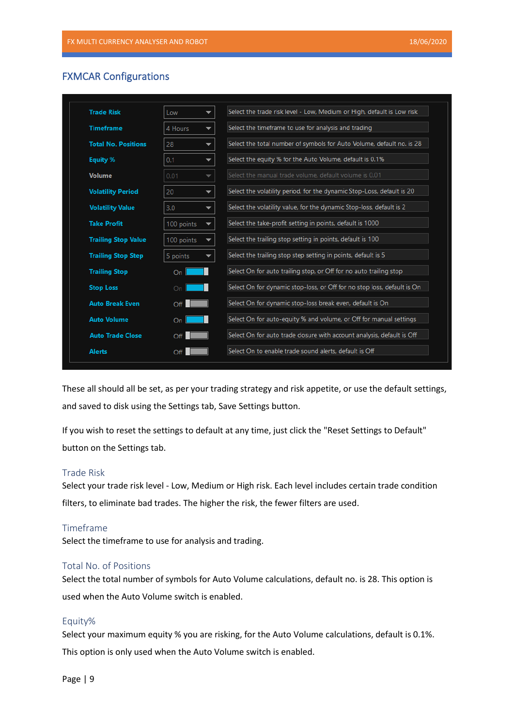## FXMCAR Configurations

| Setting | Value | Description |
|---|---|---|
| Trade Risk | Low | Select the trade risk level - Low, Medium or High, default is Low risk |
| Timeframe | 4 Hours | Select the timeframe to use for analysis and trading |
| Total No. Positions | 28 | Select the total number of symbols for Auto Volume, default no. is 28 |
| Equity % | 0.1 | Select the equity % for the Auto Volume, default is 0.1% |
| Volume | 0.01 | Select the manual trade volume, default volume is 0.01 |
| Volatility Period | 20 | Select the volatility period, for the dynamic Stop-Loss, default is 20 |
| Volatility Value | 3.0 | Select the volatility value, for the dynamic Stop-loss, default is 2 |
| Take Profit | 100 points | Select the take-profit setting in points, default is 1000 |
| Trailing Stop Value | 100 points | Select the trailing stop setting in points, default is 100 |
| Trailing Stop Step | 5 points | Select the trailing stop step setting in points, default is 5 |
| Trailing Stop | On | Select On for auto trailing stop, or Off for no auto trailing stop |
| Stop Loss | On | Select On for dynamic stop-loss, or Off for no stop loss, default is On |
| Auto Break Even | Off | Select On for dynamic stop-loss break even, default is On |
| Auto Volume | On | Select On for auto-equity % and volume, or Off for manual settings |
| Auto Trade Close | Off | Select On for auto trade closure with account analysis, default is Off |
| Alerts | Off | Select On to enable trade sound alerts, default is Off |

These all should all be set, as per your trading strategy and risk appetite, or use the default settings, and saved to disk using the Settings tab, Save Settings button.

If you wish to reset the settings to default at any time, just click the "Reset Settings to Default" button on the Settings tab.

### Trade Risk

Select your trade risk level - Low, Medium or High risk. Each level includes certain trade condition filters, to eliminate bad trades. The higher the risk, the fewer filters are used.

### Timeframe

Select the timeframe to use for analysis and trading.

### Total No. of Positions

Select the total number of symbols for Auto Volume calculations, default no. is 28. This option is used when the Auto Volume switch is enabled.

### Equity%

Select your maximum equity % you are risking, for the Auto Volume calculations, default is 0.1%. This option is only used when the Auto Volume switch is enabled.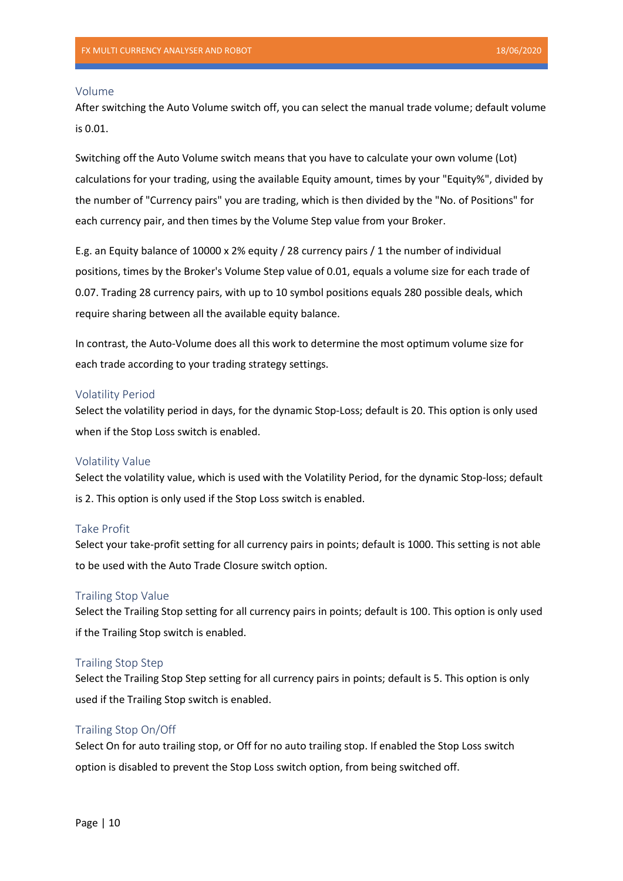## Volume

After switching the Auto Volume switch off, you can select the manual trade volume; default volume is 0.01.

Switching off the Auto Volume switch means that you have to calculate your own volume (Lot) calculations for your trading, using the available Equity amount, times by your "Equity%", divided by the number of "Currency pairs" you are trading, which is then divided by the "No. of Positions" for each currency pair, and then times by the Volume Step value from your Broker.

E.g. an Equity balance of 10000 x 2% equity / 28 currency pairs / 1 the number of individual positions, times by the Broker's Volume Step value of 0.01, equals a volume size for each trade of 0.07. Trading 28 currency pairs, with up to 10 symbol positions equals 280 possible deals, which require sharing between all the available equity balance.

In contrast, the Auto-Volume does all this work to determine the most optimum volume size for each trade according to your trading strategy settings.

## Volatility Period

Select the volatility period in days, for the dynamic Stop-Loss; default is 20. This option is only used when if the Stop Loss switch is enabled.

## Volatility Value

Select the volatility value, which is used with the Volatility Period, for the dynamic Stop-loss; default is 2. This option is only used if the Stop Loss switch is enabled.

## Take Profit

Select your take-profit setting for all currency pairs in points; default is 1000. This setting is not able to be used with the Auto Trade Closure switch option.

## Trailing Stop Value

Select the Trailing Stop setting for all currency pairs in points; default is 100. This option is only used if the Trailing Stop switch is enabled.

## Trailing Stop Step

Select the Trailing Stop Step setting for all currency pairs in points; default is 5. This option is only used if the Trailing Stop switch is enabled.

## Trailing Stop On/Off

Select On for auto trailing stop, or Off for no auto trailing stop. If enabled the Stop Loss switch option is disabled to prevent the Stop Loss switch option, from being switched off.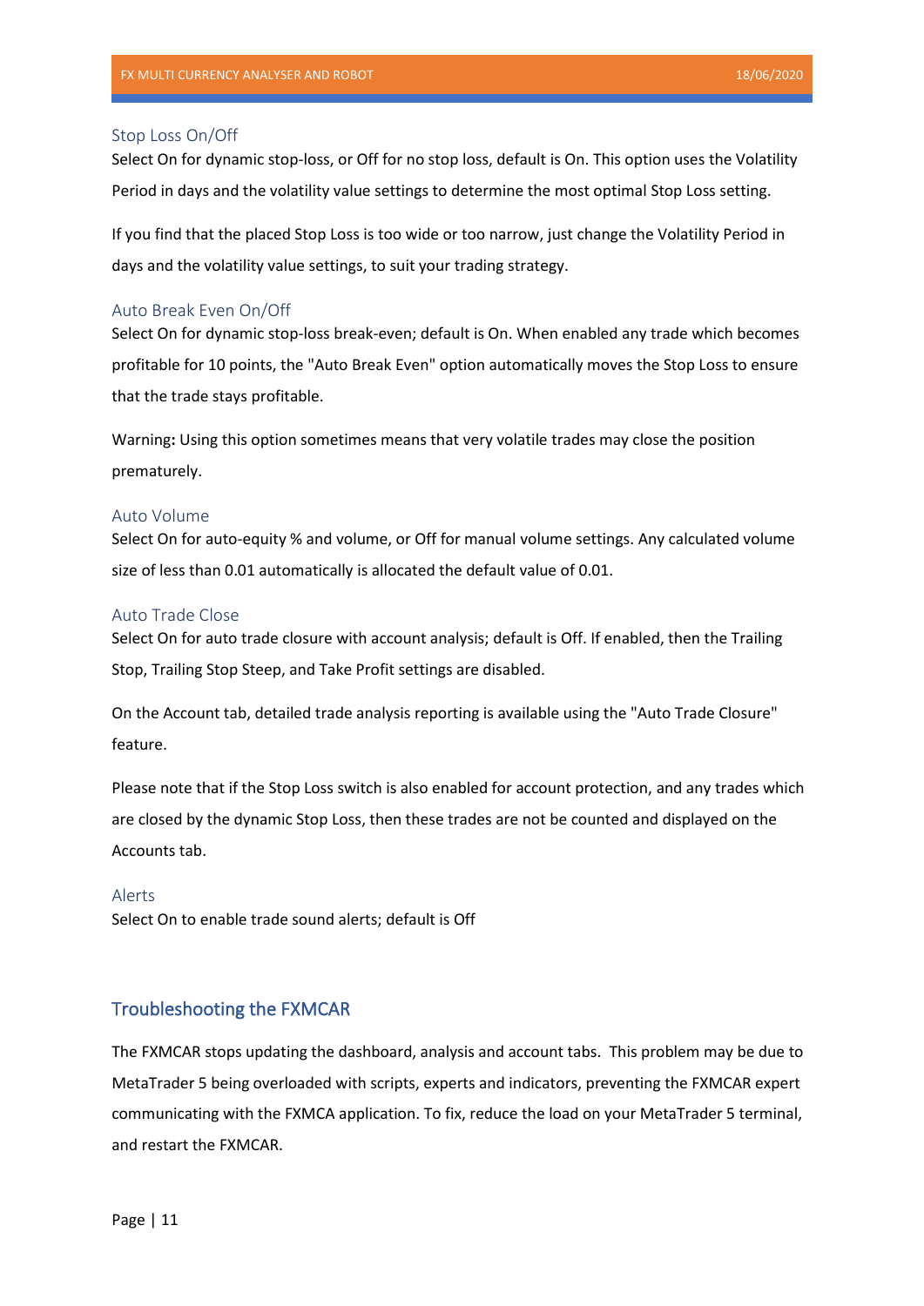### Stop Loss On/Off

Select On for dynamic stop-loss, or Off for no stop loss, default is On. This option uses the Volatility Period in days and the volatility value settings to determine the most optimal Stop Loss setting.

If you find that the placed Stop Loss is too wide or too narrow, just change the Volatility Period in days and the volatility value settings, to suit your trading strategy.

### Auto Break Even On/Off

Select On for dynamic stop-loss break-even; default is On. When enabled any trade which becomes profitable for 10 points, the "Auto Break Even" option automatically moves the Stop Loss to ensure that the trade stays profitable.

Warning**:** Using this option sometimes means that very volatile trades may close the position prematurely.

### Auto Volume

Select On for auto-equity % and volume, or Off for manual volume settings. Any calculated volume size of less than 0.01 automatically is allocated the default value of 0.01.

### Auto Trade Close

Select On for auto trade closure with account analysis; default is Off. If enabled, then the Trailing Stop, Trailing Stop Steep, and Take Profit settings are disabled.

On the Account tab, detailed trade analysis reporting is available using the "Auto Trade Closure" feature.

Please note that if the Stop Loss switch is also enabled for account protection, and any trades which are closed by the dynamic Stop Loss, then these trades are not be counted and displayed on the Accounts tab.

### Alerts

Select On to enable trade sound alerts; default is Off

## Troubleshooting the FXMCAR

The FXMCAR stops updating the dashboard, analysis and account tabs. This problem may be due to MetaTrader 5 being overloaded with scripts, experts and indicators, preventing the FXMCAR expert communicating with the FXMCA application. To fix, reduce the load on your MetaTrader 5 terminal, and restart the FXMCAR.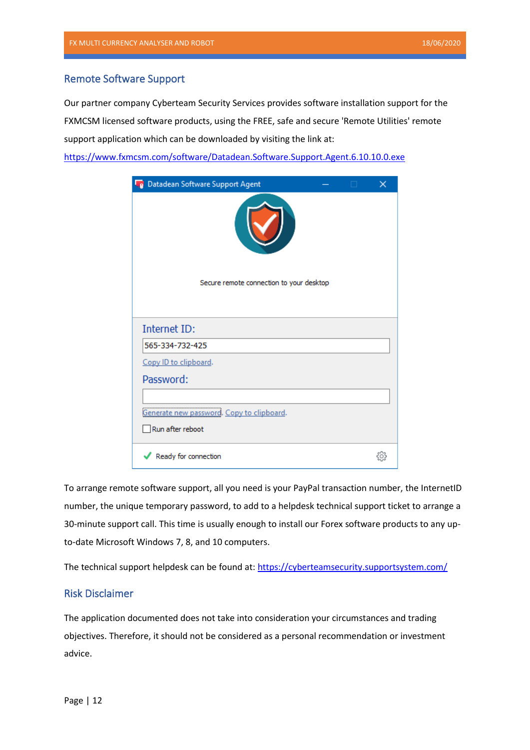## Remote Software Support

Our partner company Cyberteam Security Services provides software installation support for the FXMCSM licensed software products, using the FREE, safe and secure 'Remote Utilities' remote support application which can be downloaded by visiting the link at:

https://www.fxmcsm.com/software/Datadean.Software.Support.Agent.6.10.10.0.exe

To arrange remote software support, all you need is your PayPal transaction number, the InternetID number, the unique temporary password, to add to a helpdesk technical support ticket to arrange a 30-minute support call. This time is usually enough to install our Forex software products to any up-to-date Microsoft Windows 7, 8, and 10 computers.

The technical support helpdesk can be found at: https://cyberteamsecurity.supportsystem.com/

## Risk Disclaimer

The application documented does not take into consideration your circumstances and trading objectives. Therefore, it should not be considered as a personal recommendation or investment advice.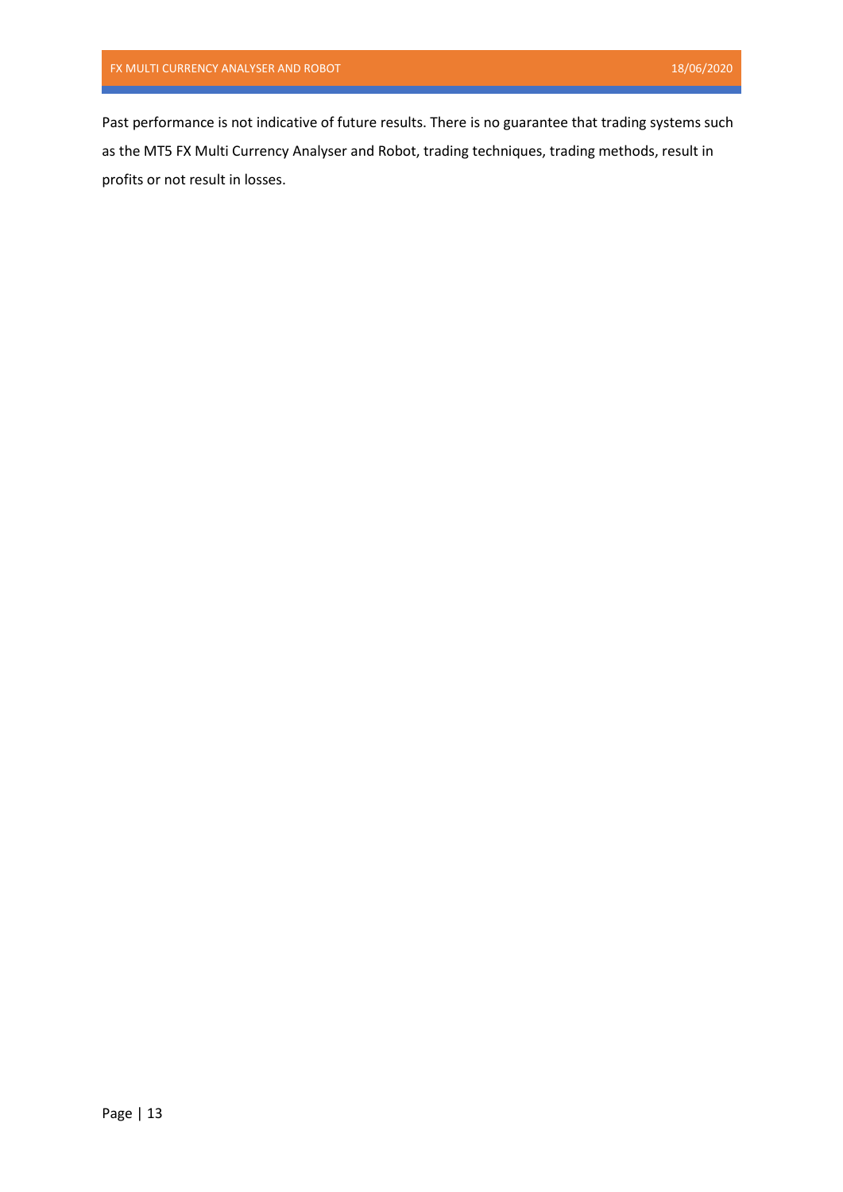Past performance is not indicative of future results. There is no guarantee that trading systems such as the MT5 FX Multi Currency Analyser and Robot, trading techniques, trading methods, result in profits or not result in losses.